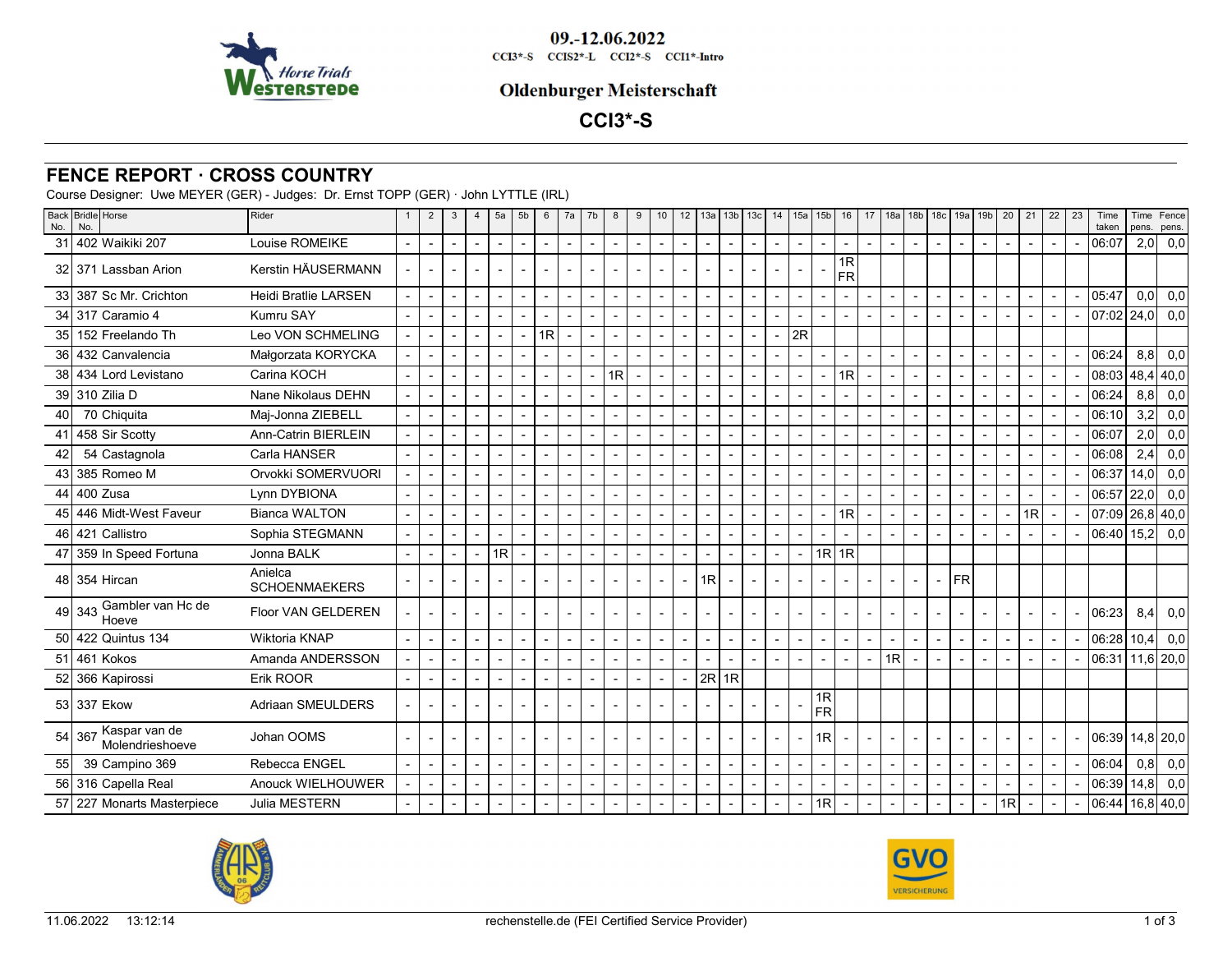**09.-12.06.2022**

CCI3*-S CCIS2*-L CCI2*-S CCI1*-Intro

## Oldenburger Meisterschaft

## CCI3*-S

# FENCE REPORT · CROSS COUNTRY

Course Designer: Uwe MEYER (GER) - Judges: Dr. Ernst TOPP (GER) · John LYTTLE (IRL)

| Back No. | Bridle No. | Horse | Rider | 1 | 2 | 3 | 4 | 5a | 5b | 6 | 7a | 7b | 8 | 9 | 10 | 12 | 13a | 13b | 13c | 14 | 15a | 15b | 16 | 17 | 18a | 18b | 18c | 19a | 19b | 20 | 21 | 22 | 23 | Time taken | Time pens. | Fence pens. |
|---|---|---|---|---|---|---|---|---|---|---|---|---|---|---|---|---|---|---|---|---|---|---|---|---|---|---|---|---|---|---|---|---|---|---|---|---|
| 31 | 402 | Waikiki 207 | Louise ROMEIKE | - | - | - | - | - | - | - | - | - | - | - | - | - | - | - | - | - | - | - | - | - | - | - | - | - | - | - | - | - | - | 06:07 | 2,0 | 0,0 |
| 32 | 371 | Lassban Arion | Kerstin HÄUSERMANN | - | - | - | - | - | - | - | - | - | - | - | - | - | - | - | - | - | - | - | 1R FR | | | | | | | | | | | | | |
| 33 | 387 | Sc Mr. Crichton | Heidi Bratlie LARSEN | - | - | - | - | - | - | - | - | - | - | - | - | - | - | - | - | - | - | - | - | - | - | - | - | - | - | - | - | - | - | 05:47 | 0,0 | 0,0 |
| 34 | 317 | Caramio 4 | Kumru SAY | - | - | - | - | - | - | - | - | - | - | - | - | - | - | - | - | - | - | - | - | - | - | - | - | - | - | - | - | - | - | 07:02 | 24,0 | 0,0 |
| 35 | 152 | Freelando Th | Leo VON SCHMELING | - | - | - | - | - | - | 1R | - | - | - | - | - | - | - | - | - | - | 2R | | | | | | | | | | | | | | | |
| 36 | 432 | Canvalencia | Małgorzata KORYCKA | - | - | - | - | - | - | - | - | - | - | - | - | - | - | - | - | - | - | - | - | - | - | - | - | - | - | - | - | - | - | 06:24 | 8,8 | 0,0 |
| 38 | 434 | Lord Levistano | Carina KOCH | - | - | - | - | - | - | - | - | - | 1R | - | - | - | - | - | - | - | - | - | 1R | - | - | - | - | - | - | - | - | - | - | 08:03 | 48,4 | 40,0 |
| 39 | 310 | Zilia D | Nane Nikolaus DEHN | - | - | - | - | - | - | - | - | - | - | - | - | - | - | - | - | - | - | - | - | - | - | - | - | - | - | - | - | - | - | 06:24 | 8,8 | 0,0 |
| 40 | 70 | Chiquita | Maj-Jonna ZIEBELL | - | - | - | - | - | - | - | - | - | - | - | - | - | - | - | - | - | - | - | - | - | - | - | - | - | - | - | - | - | - | 06:10 | 3,2 | 0,0 |
| 41 | 458 | Sir Scotty | Ann-Catrin BIERLEIN | - | - | - | - | - | - | - | - | - | - | - | - | - | - | - | - | - | - | - | - | - | - | - | - | - | - | - | - | - | - | 06:07 | 2,0 | 0,0 |
| 42 | 54 | Castagnola | Carla HANSER | - | - | - | - | - | - | - | - | - | - | - | - | - | - | - | - | - | - | - | - | - | - | - | - | - | - | - | - | - | - | 06:08 | 2,4 | 0,0 |
| 43 | 385 | Romeo M | Orvokki SOMERVUORI | - | - | - | - | - | - | - | - | - | - | - | - | - | - | - | - | - | - | - | - | - | - | - | - | - | - | - | - | - | - | 06:37 | 14,0 | 0,0 |
| 44 | 400 | Zusa | Lynn DYBIONA | - | - | - | - | - | - | - | - | - | - | - | - | - | - | - | - | - | - | - | - | - | - | - | - | - | - | - | - | - | - | 06:57 | 22,0 | 0,0 |
| 45 | 446 | Midt-West Faveur | Bianca WALTON | - | - | - | - | - | - | - | - | - | - | - | - | - | - | - | - | - | - | - | 1R | - | - | - | - | - | - | - | 1R | - | - | 07:09 | 26,8 | 40,0 |
| 46 | 421 | Callistro | Sophia STEGMANN | - | - | - | - | - | - | - | - | - | - | - | - | - | - | - | - | - | - | - | - | - | - | - | - | - | - | - | - | - | - | 06:40 | 15,2 | 0,0 |
| 47 | 359 | In Speed Fortuna | Jonna BALK | - | - | - | - | 1R | - | - | - | - | - | - | - | - | - | - | - | - | - | 1R | 1R | | | | | | | | | | | | | |
| 48 | 354 | Hircan | Anielca SCHOENMAEKERS | - | - | - | - | - | - | - | - | - | - | - | - | - | 1R | - | - | - | - | - | - | - | - | - | - | FR | | | | | | | | |
| 49 | 343 | Gambler van Hc de Hoeve | Floor VAN GELDEREN | - | - | - | - | - | - | - | - | - | - | - | - | - | - | - | - | - | - | - | - | - | - | - | - | - | - | - | - | - | - | 06:23 | 8,4 | 0,0 |
| 50 | 422 | Quintus 134 | Wiktoria KNAP | - | - | - | - | - | - | - | - | - | - | - | - | - | - | - | - | - | - | - | - | - | - | - | - | - | - | - | - | - | - | 06:28 | 10,4 | 0,0 |
| 51 | 461 | Kokos | Amanda ANDERSSON | - | - | - | - | - | - | - | - | - | - | - | - | - | - | - | - | - | - | - | - | - | 1R | - | - | - | - | - | - | - | - | 06:31 | 11,6 | 20,0 |
| 52 | 366 | Kapirossi | Erik ROOR | - | - | - | - | - | - | - | - | - | - | - | - | - | 2R | 1R | | | | | | | | | | | | | | | | | | |
| 53 | 337 | Ekow | Adriaan SMEULDERS | - | - | - | - | - | - | - | - | - | - | - | - | - | - | - | - | - | - | 1R FR | | | | | | | | | | | | | | |
| 54 | 367 | Kaspar van de Molendrieshoeve | Johan OOMS | - | - | - | - | - | - | - | - | - | - | - | - | - | - | - | - | - | - | 1R | - | - | - | - | - | - | - | - | - | - | - | 06:39 | 14,8 | 20,0 |
| 55 | 39 | Campino 369 | Rebecca ENGEL | - | - | - | - | - | - | - | - | - | - | - | - | - | - | - | - | - | - | - | - | - | - | - | - | - | - | - | - | - | - | 06:04 | 0,8 | 0,0 |
| 56 | 316 | Capella Real | Anouck WIELHOUWER | - | - | - | - | - | - | - | - | - | - | - | - | - | - | - | - | - | - | - | - | - | - | - | - | - | - | - | - | - | - | 06:39 | 14,8 | 0,0 |
| 57 | 227 | Monarts Masterpiece | Julia MESTERN | - | - | - | - | - | - | - | - | - | - | - | - | - | - | - | - | - | - | 1R | - | - | - | - | - | - | - | 1R | - | - | - | 06:44 | 16,8 | 40,0 |

11.06.2022 13:12:14 rechenstelle.de (FEI Certified Service Provider)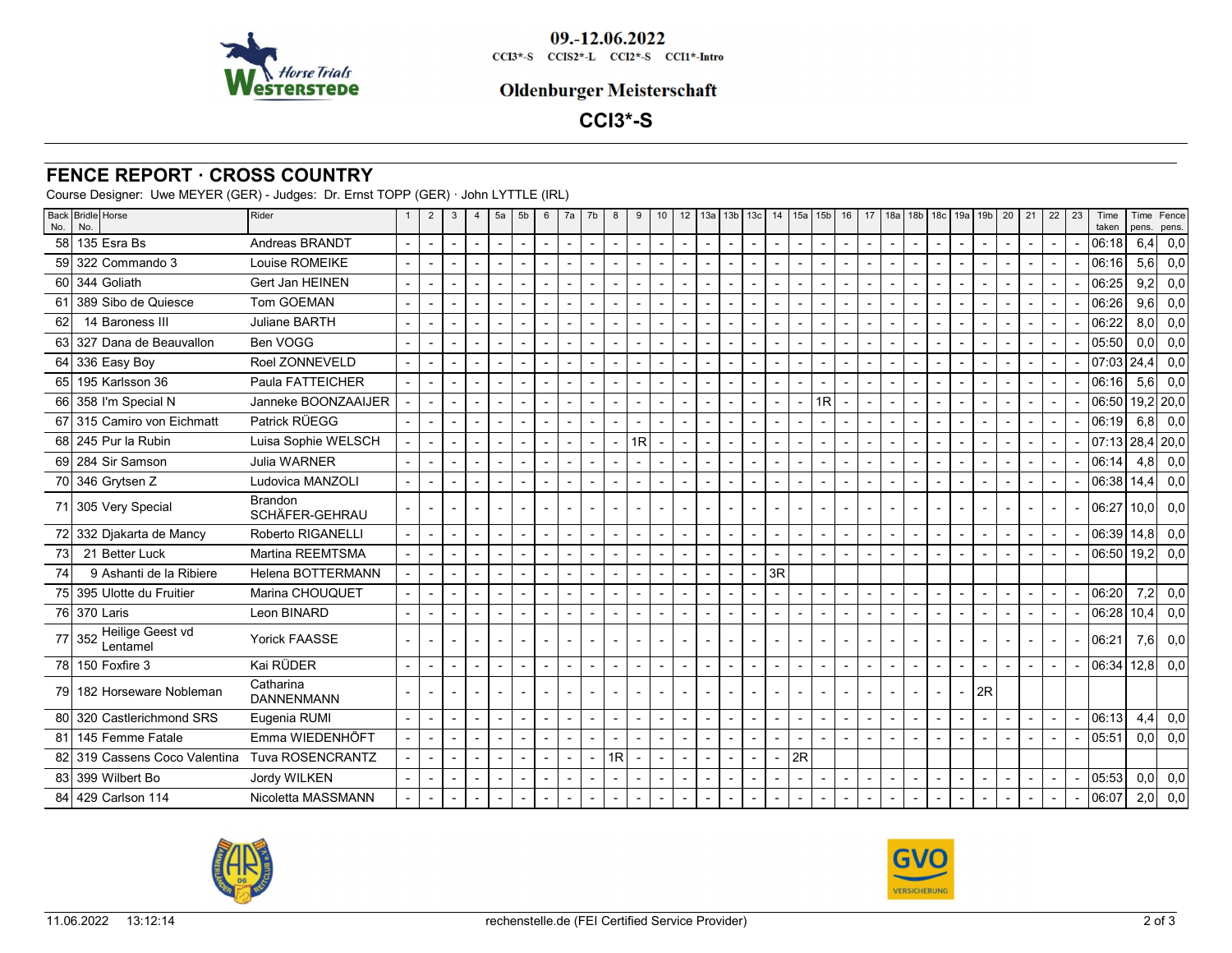# FENCE REPORT · CROSS COUNTRY

Course Designer: Uwe MEYER (GER) - Judges: Dr. Ernst TOPP (GER) · John LYTTLE (IRL)

| Back No. | Bridle No. | Horse | Rider | 1 | 2 | 3 | 4 | 5a | 5b | 6 | 7a | 7b | 8 | 9 | 10 | 12 | 13a | 13b | 13c | 14 | 15a | 15b | 16 | 17 | 18a | 18b | 18c | 19a | 19b | 20 | 21 | 22 | 23 | Time taken | Time pens. | Fence pens. |
|---|---|---|---|---|---|---|---|---|---|---|---|---|---|---|---|---|---|---|---|---|---|---|---|---|---|---|---|---|---|---|---|---|---|---|---|---|
| 58 | 135 | Esra Bs | Andreas BRANDT | - | - | - | - | - | - | - | - | - | - | - | - | - | - | - | - | - | - | - | - | - | - | - | - | - | - | - | - | - | - | 06:18 | 6,4 | 0,0 |
| 59 | 322 | Commando 3 | Louise ROMEIKE | - | - | - | - | - | - | - | - | - | - | - | - | - | - | - | - | - | - | - | - | - | - | - | - | - | - | - | - | - | - | 06:16 | 5,6 | 0,0 |
| 60 | 344 | Goliath | Gert Jan HEINEN | - | - | - | - | - | - | - | - | - | - | - | - | - | - | - | - | - | - | - | - | - | - | - | - | - | - | - | - | - | - | 06:25 | 9,2 | 0,0 |
| 61 | 389 | Sibo de Quiesce | Tom GOEMAN | - | - | - | - | - | - | - | - | - | - | - | - | - | - | - | - | - | - | - | - | - | - | - | - | - | - | - | - | - | - | 06:26 | 9,6 | 0,0 |
| 62 | 14 | Baroness III | Juliane BARTH | - | - | - | - | - | - | - | - | - | - | - | - | - | - | - | - | - | - | - | - | - | - | - | - | - | - | - | - | - | - | 06:22 | 8,0 | 0,0 |
| 63 | 327 | Dana de Beauvallon | Ben VOGG | - | - | - | - | - | - | - | - | - | - | - | - | - | - | - | - | - | - | - | - | - | - | - | - | - | - | - | - | - | - | 05:50 | 0,0 | 0,0 |
| 64 | 336 | Easy Boy | Roel ZONNEVELD | - | - | - | - | - | - | - | - | - | - | - | - | - | - | - | - | - | - | - | - | - | - | - | - | - | - | - | - | - | - | 07:03 | 24,4 | 0,0 |
| 65 | 195 | Karlsson 36 | Paula FATTEICHER | - | - | - | - | - | - | - | - | - | - | - | - | - | - | - | - | - | - | - | - | - | - | - | - | - | - | - | - | - | - | 06:16 | 5,6 | 0,0 |
| 66 | 358 | I'm Special N | Janneke BOONZAAIJER | - | - | - | - | - | - | - | - | - | - | - | - | - | - | - | - | - | - | 1R | - | - | - | - | - | - | - | - | - | - | - | 06:50 | 19,2 | 20,0 |
| 67 | 315 | Camiro von Eichmatt | Patrick RÜEGG | - | - | - | - | - | - | - | - | - | - | - | - | - | - | - | - | - | - | - | - | - | - | - | - | - | - | - | - | - | - | 06:19 | 6,8 | 0,0 |
| 68 | 245 | Pur la Rubin | Luisa Sophie WELSCH | - | - | - | - | - | - | - | - | - | - | 1R | - | - | - | - | - | - | - | - | - | - | - | - | - | - | - | - | - | - | - | 07:13 | 28,4 | 20,0 |
| 69 | 284 | Sir Samson | Julia WARNER | - | - | - | - | - | - | - | - | - | - | - | - | - | - | - | - | - | - | - | - | - | - | - | - | - | - | - | - | - | - | 06:14 | 4,8 | 0,0 |
| 70 | 346 | Grytsen Z | Ludovica MANZOLI | - | - | - | - | - | - | - | - | - | - | - | - | - | - | - | - | - | - | - | - | - | - | - | - | - | - | - | - | - | - | 06:38 | 14,4 | 0,0 |
| 71 | 305 | Very Special | Brandon SCHÄFER-GEHRAU | - | - | - | - | - | - | - | - | - | - | - | - | - | - | - | - | - | - | - | - | - | - | - | - | - | - | - | - | - | - | 06:27 | 10,0 | 0,0 |
| 72 | 332 | Djakarta de Mancy | Roberto RIGANELLI | - | - | - | - | - | - | - | - | - | - | - | - | - | - | - | - | - | - | - | - | - | - | - | - | - | - | - | - | - | - | 06:39 | 14,8 | 0,0 |
| 73 | 21 | Better Luck | Martina REEMTSMA | - | - | - | - | - | - | - | - | - | - | - | - | - | - | - | - | - | - | - | - | - | - | - | - | - | - | - | - | - | - | 06:50 | 19,2 | 0,0 |
| 74 | 9 | Ashanti de la Ribiere | Helena BOTTERMANN | - | - | - | - | - | - | - | - | - | - | - | - | - | - | - | - | 3R | | | | | | | | | | | | | | | | |
| 75 | 395 | Ulotte du Fruitier | Marina CHOUQUET | - | - | - | - | - | - | - | - | - | - | - | - | - | - | - | - | - | - | - | - | - | - | - | - | - | - | - | - | - | - | 06:20 | 7,2 | 0,0 |
| 76 | 370 | Laris | Leon BINARD | - | - | - | - | - | - | - | - | - | - | - | - | - | - | - | - | - | - | - | - | - | - | - | - | - | - | - | - | - | - | 06:28 | 10,4 | 0,0 |
| 77 | 352 | Heilige Geest vd Lentamel | Yorick FAASSE | - | - | - | - | - | - | - | - | - | - | - | - | - | - | - | - | - | - | - | - | - | - | - | - | - | - | - | - | - | - | 06:21 | 7,6 | 0,0 |
| 78 | 150 | Foxfire 3 | Kai RÜDER | - | - | - | - | - | - | - | - | - | - | - | - | - | - | - | - | - | - | - | - | - | - | - | - | - | - | - | - | - | - | 06:34 | 12,8 | 0,0 |
| 79 | 182 | Horseware Nobleman | Catharina DANNENMANN | - | - | - | - | - | - | - | - | - | - | - | - | - | - | - | - | - | - | - | - | - | - | - | - | - | 2R | | | | | | | |
| 80 | 320 | Castlerichmond SRS | Eugenia RUMI | - | - | - | - | - | - | - | - | - | - | - | - | - | - | - | - | - | - | - | - | - | - | - | - | - | - | - | - | - | - | 06:13 | 4,4 | 0,0 |
| 81 | 145 | Femme Fatale | Emma WIEDENHÖFT | - | - | - | - | - | - | - | - | - | - | - | - | - | - | - | - | - | - | - | - | - | - | - | - | - | - | - | - | - | - | 05:51 | 0,0 | 0,0 |
| 82 | 319 | Cassens Coco Valentina | Tuva ROSENCRANTZ | - | - | - | - | - | - | - | - | - | 1R | - | - | - | - | - | - | - | 2R | | | | | | | | | | | | | | | |
| 83 | 399 | Wilbert Bo | Jordy WILKEN | - | - | - | - | - | - | - | - | - | - | - | - | - | - | - | - | - | - | - | - | - | - | - | - | - | - | - | - | - | - | 05:53 | 0,0 | 0,0 |
| 84 | 429 | Carlson 114 | Nicoletta MASSMANN | - | - | - | - | - | - | - | - | - | - | - | - | - | - | - | - | - | - | - | - | - | - | - | - | - | - | - | - | - | - | 06:07 | 2,0 | 0,0 |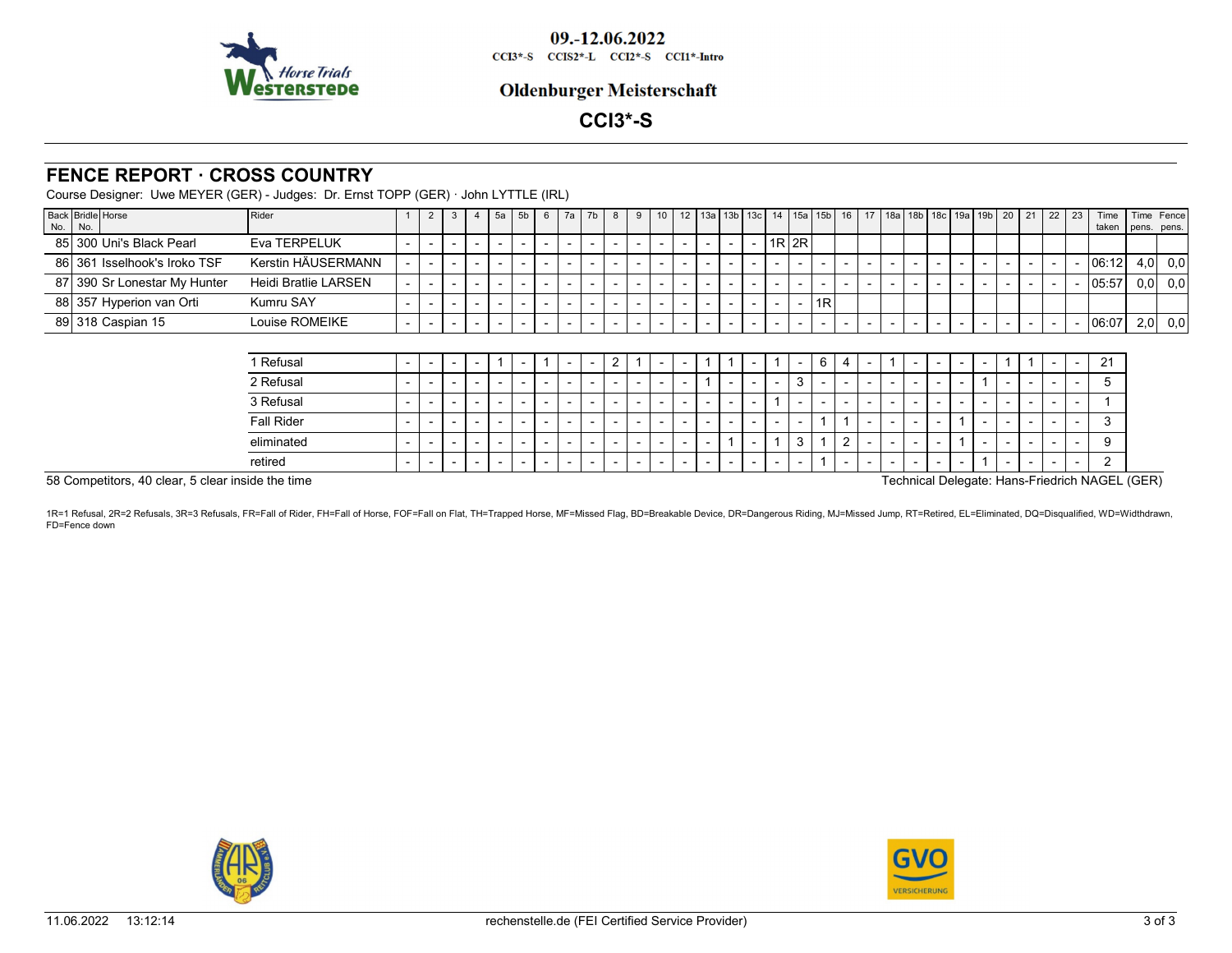**09.-12.06.2022**

CCI3*-S CCIS2*-L CCI2*-S CCI1*-Intro

**Oldenburger Meisterschaft**

## CCI3*-S

## FENCE REPORT · CROSS COUNTRY

Course Designer: Uwe MEYER (GER) - Judges: Dr. Ernst TOPP (GER) · John LYTTLE (IRL)

| Back No. | Bridle No. | Horse | Rider | 1 | 2 | 3 | 4 | 5a | 5b | 6 | 7a | 7b | 8 | 9 | 10 | 12 | 13a | 13b | 13c | 14 | 15a | 15b | 16 | 17 | 18a | 18b | 18c | 19a | 19b | 20 | 21 | 22 | 23 | Time taken | Time pens. | Fence pens. |
|---|---|---|---|---|---|---|---|---|---|---|---|---|---|---|---|---|---|---|---|---|---|---|---|---|---|---|---|---|---|---|---|---|---|---|---|---|
| 85 | 300 | Uni's Black Pearl | Eva TERPELUK | - | - | - | - | - | - | - | - | - | - | - | - | - | - | - | - | 1R | 2R | | | | | | | | | | | | | | | |
| 86 | 361 | Isselhook's Iroko TSF | Kerstin HÄUSERMANN | - | - | - | - | - | - | - | - | - | - | - | - | - | - | - | - | - | - | - | - | - | - | - | - | - | - | - | - | - | - | 06:12 | 4,0 | 0,0 |
| 87 | 390 | Sr Lonestar My Hunter | Heidi Bratlie LARSEN | - | - | - | - | - | - | - | - | - | - | - | - | - | - | - | - | - | - | - | - | - | - | - | - | - | - | - | - | - | - | 05:57 | 0,0 | 0,0 |
| 88 | 357 | Hyperion van Orti | Kumru SAY | - | - | - | - | - | - | - | - | - | - | - | - | - | - | - | - | - | - | 1R | | | | | | | | | | | | | | |
| 89 | 318 | Caspian 15 | Louise ROMEIKE | - | - | - | - | - | - | - | - | - | - | - | - | - | - | - | - | - | - | - | - | - | - | - | - | - | - | - | - | - | - | 06:07 | 2,0 | 0,0 |

| | 1 | 2 | 3 | 4 | 5a | 5b | 6 | 7a | 7b | 8 | 9 | 10 | 12 | 13a | 13b | 13c | 14 | 15a | 15b | 16 | 17 | 18a | 18b | 18c | 19a | 19b | 20 | 21 | 22 | 23 | Total |
|---|---|---|---|---|---|---|---|---|---|---|---|---|---|---|---|---|---|---|---|---|---|---|---|---|---|---|---|---|---|---|---|
| 1 Refusal | - | - | - | - | 1 | - | 1 | - | - | 2 | 1 | - | - | 1 | 1 | - | 1 | - | 6 | 4 | - | 1 | - | - | - | - | 1 | 1 | - | - | 21 |
| 2 Refusal | - | - | - | - | - | - | - | - | - | - | - | - | - | 1 | - | - | - | 3 | - | - | - | - | - | - | - | 1 | - | - | - | - | 5 |
| 3 Refusal | - | - | - | - | - | - | - | - | - | - | - | - | - | - | - | - | 1 | - | - | - | - | - | - | - | - | - | - | - | - | - | 1 |
| Fall Rider | - | - | - | - | - | - | - | - | - | - | - | - | - | - | - | - | - | - | 1 | 1 | - | - | - | - | 1 | - | - | - | - | - | 3 |
| eliminated | - | - | - | - | - | - | - | - | - | - | - | - | - | - | 1 | - | 1 | 3 | 1 | 2 | - | - | - | - | 1 | - | - | - | - | - | 9 |
| retired | - | - | - | - | - | - | - | - | - | - | - | - | - | - | - | - | - | - | 1 | - | - | - | - | - | - | 1 | - | - | - | - | 2 |

58 Competitors, 40 clear, 5 clear inside the time

Technical Delegate: Hans-Friedrich NAGEL (GER)

1R=1 Refusal, 2R=2 Refusals, 3R=3 Refusals, FR=Fall of Rider, FH=Fall of Horse, FOF=Fall on Flat, TH=Trapped Horse, MF=Missed Flag, BD=Breakable Device, DR=Dangerous Riding, MJ=Missed Jump, RT=Retired, EL=Eliminated, DQ=Disqualified, WD=Widthdrawn, FD=Fence down

11.06.2022 13:12:14 rechenstelle.de (FEI Certified Service Provider)